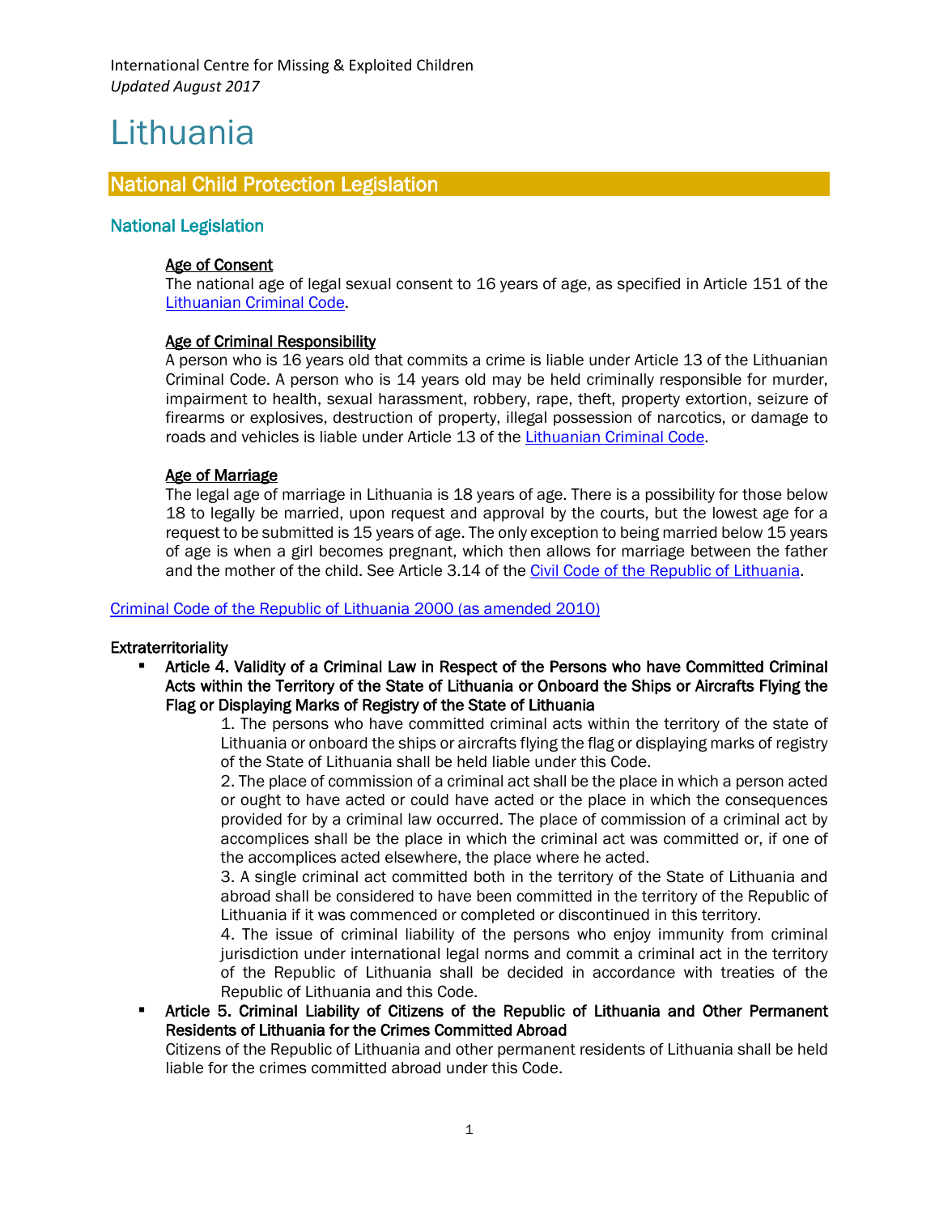International Centre for Missing & Exploited Children
*Updated August 2017*

# Lithuania

## National Child Protection Legislation

### National Legislation

**Age of Consent**
The national age of legal sexual consent to 16 years of age, as specified in Article 151 of the [Lithuanian Criminal Code](#).

**Age of Criminal Responsibility**
A person who is 16 years old that commits a crime is liable under Article 13 of the Lithuanian Criminal Code. A person who is 14 years old may be held criminally responsible for murder, impairment to health, sexual harassment, robbery, rape, theft, property extortion, seizure of firearms or explosives, destruction of property, illegal possession of narcotics, or damage to roads and vehicles is liable under Article 13 of the [Lithuanian Criminal Code](#).

**Age of Marriage**
The legal age of marriage in Lithuania is 18 years of age. There is a possibility for those below 18 to legally be married, upon request and approval by the courts, but the lowest age for a request to be submitted is 15 years of age. The only exception to being married below 15 years of age is when a girl becomes pregnant, which then allows for marriage between the father and the mother of the child. See Article 3.14 of the [Civil Code of the Republic of Lithuania](#).

[Criminal Code of the Republic of Lithuania 2000 (as amended 2010)](#)

**Extraterritoriality**

- **Article 4. Validity of a Criminal Law in Respect of the Persons who have Committed Criminal Acts within the Territory of the State of Lithuania or Onboard the Ships or Aircrafts Flying the Flag or Displaying Marks of Registry of the State of Lithuania**
  1. The persons who have committed criminal acts within the territory of the state of Lithuania or onboard the ships or aircrafts flying the flag or displaying marks of registry of the State of Lithuania shall be held liable under this Code.
  2. The place of commission of a criminal act shall be the place in which a person acted or ought to have acted or could have acted or the place in which the consequences provided for by a criminal law occurred. The place of commission of a criminal act by accomplices shall be the place in which the criminal act was committed or, if one of the accomplices acted elsewhere, the place where he acted.
  3. A single criminal act committed both in the territory of the State of Lithuania and abroad shall be considered to have been committed in the territory of the Republic of Lithuania if it was commenced or completed or discontinued in this territory.
  4. The issue of criminal liability of the persons who enjoy immunity from criminal jurisdiction under international legal norms and commit a criminal act in the territory of the Republic of Lithuania shall be decided in accordance with treaties of the Republic of Lithuania and this Code.
- **Article 5. Criminal Liability of Citizens of the Republic of Lithuania and Other Permanent Residents of Lithuania for the Crimes Committed Abroad**
  Citizens of the Republic of Lithuania and other permanent residents of Lithuania shall be held liable for the crimes committed abroad under this Code.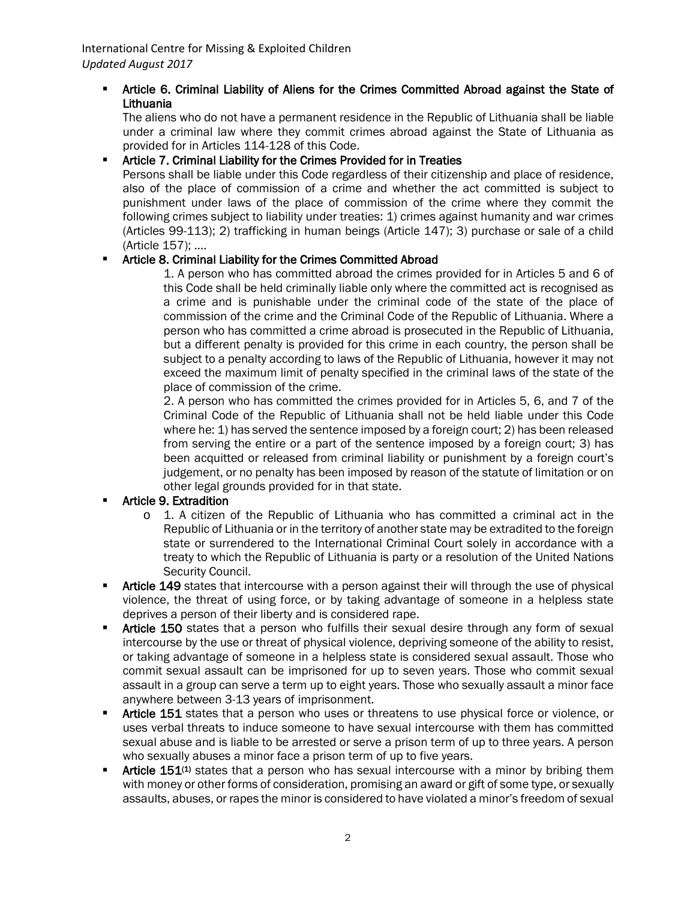- **Article 6. Criminal Liability of Aliens for the Crimes Committed Abroad against the State of Lithuania**
  The aliens who do not have a permanent residence in the Republic of Lithuania shall be liable under a criminal law where they commit crimes abroad against the State of Lithuania as provided for in Articles 114-128 of this Code.
- **Article 7. Criminal Liability for the Crimes Provided for in Treaties**
  Persons shall be liable under this Code regardless of their citizenship and place of residence, also of the place of commission of a crime and whether the act committed is subject to punishment under laws of the place of commission of the crime where they commit the following crimes subject to liability under treaties: 1) crimes against humanity and war crimes (Articles 99-113); 2) trafficking in human beings (Article 147); 3) purchase or sale of a child (Article 157); ….
- **Article 8. Criminal Liability for the Crimes Committed Abroad**

  1. A person who has committed abroad the crimes provided for in Articles 5 and 6 of this Code shall be held criminally liable only where the committed act is recognised as a crime and is punishable under the criminal code of the state of the place of commission of the crime and the Criminal Code of the Republic of Lithuania. Where a person who has committed a crime abroad is prosecuted in the Republic of Lithuania, but a different penalty is provided for this crime in each country, the person shall be subject to a penalty according to laws of the Republic of Lithuania, however it may not exceed the maximum limit of penalty specified in the criminal laws of the state of the place of commission of the crime.

  2. A person who has committed the crimes provided for in Articles 5, 6, and 7 of the Criminal Code of the Republic of Lithuania shall not be held liable under this Code where he: 1) has served the sentence imposed by a foreign court; 2) has been released from serving the entire or a part of the sentence imposed by a foreign court; 3) has been acquitted or released from criminal liability or punishment by a foreign court's judgement, or no penalty has been imposed by reason of the statute of limitation or on other legal grounds provided for in that state.
- **Article 9. Extradition**
  - 1. A citizen of the Republic of Lithuania who has committed a criminal act in the Republic of Lithuania or in the territory of another state may be extradited to the foreign state or surrendered to the International Criminal Court solely in accordance with a treaty to which the Republic of Lithuania is party or a resolution of the United Nations Security Council.
- **Article 149** states that intercourse with a person against their will through the use of physical violence, the threat of using force, or by taking advantage of someone in a helpless state deprives a person of their liberty and is considered rape.
- **Article 150** states that a person who fulfills their sexual desire through any form of sexual intercourse by the use or threat of physical violence, depriving someone of the ability to resist, or taking advantage of someone in a helpless state is considered sexual assault. Those who commit sexual assault can be imprisoned for up to seven years. Those who commit sexual assault in a group can serve a term up to eight years. Those who sexually assault a minor face anywhere between 3-13 years of imprisonment.
- **Article 151** states that a person who uses or threatens to use physical force or violence, or uses verbal threats to induce someone to have sexual intercourse with them has committed sexual abuse and is liable to be arrested or serve a prison term of up to three years. A person who sexually abuses a minor face a prison term of up to five years.
- **Article 151(1)** states that a person who has sexual intercourse with a minor by bribing them with money or other forms of consideration, promising an award or gift of some type, or sexually assaults, abuses, or rapes the minor is considered to have violated a minor's freedom of sexual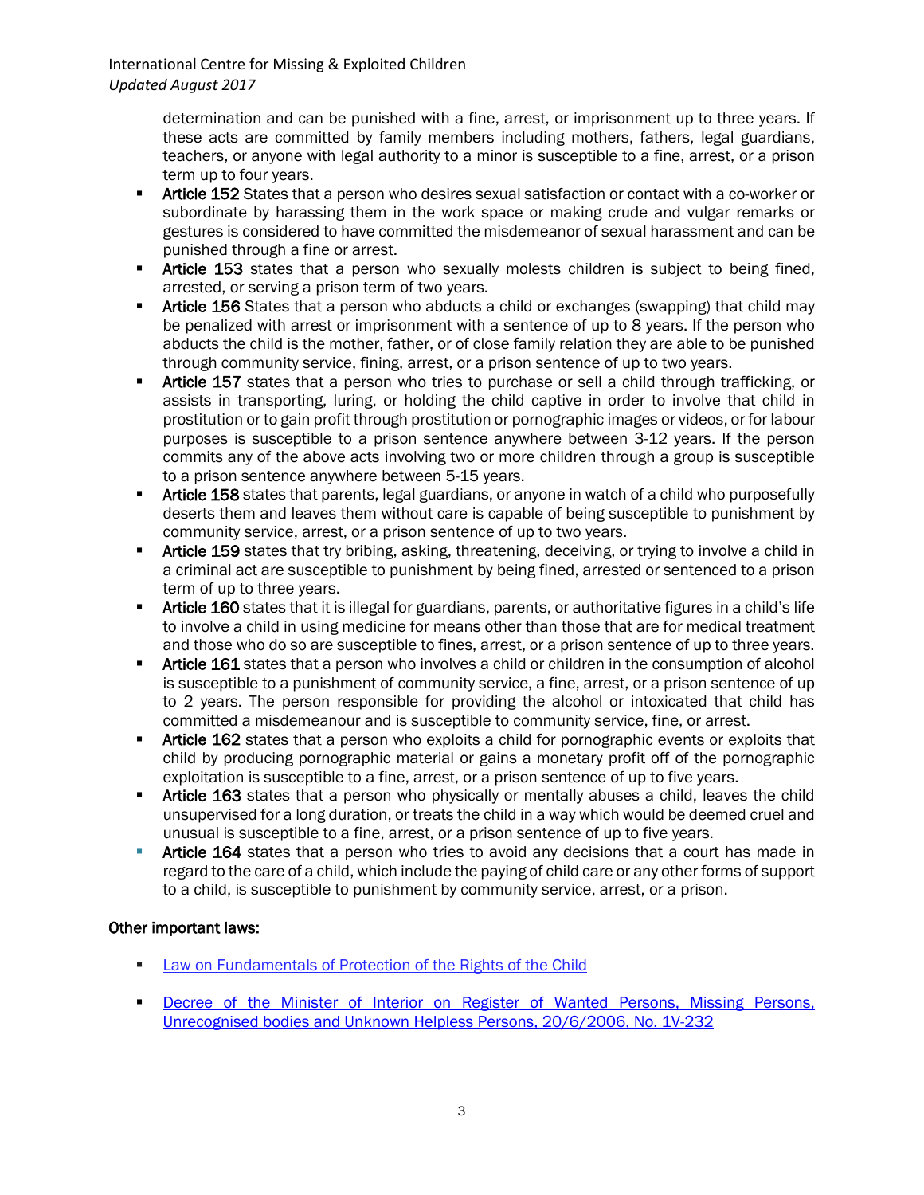determination and can be punished with a fine, arrest, or imprisonment up to three years. If these acts are committed by family members including mothers, fathers, legal guardians, teachers, or anyone with legal authority to a minor is susceptible to a fine, arrest, or a prison term up to four years.

- **Article 152** States that a person who desires sexual satisfaction or contact with a co-worker or subordinate by harassing them in the work space or making crude and vulgar remarks or gestures is considered to have committed the misdemeanor of sexual harassment and can be punished through a fine or arrest.
- **Article 153** states that a person who sexually molests children is subject to being fined, arrested, or serving a prison term of two years.
- **Article 156** States that a person who abducts a child or exchanges (swapping) that child may be penalized with arrest or imprisonment with a sentence of up to 8 years. If the person who abducts the child is the mother, father, or of close family relation they are able to be punished through community service, fining, arrest, or a prison sentence of up to two years.
- **Article 157** states that a person who tries to purchase or sell a child through trafficking, or assists in transporting, luring, or holding the child captive in order to involve that child in prostitution or to gain profit through prostitution or pornographic images or videos, or for labour purposes is susceptible to a prison sentence anywhere between 3-12 years. If the person commits any of the above acts involving two or more children through a group is susceptible to a prison sentence anywhere between 5-15 years.
- **Article 158** states that parents, legal guardians, or anyone in watch of a child who purposefully deserts them and leaves them without care is capable of being susceptible to punishment by community service, arrest, or a prison sentence of up to two years.
- **Article 159** states that try bribing, asking, threatening, deceiving, or trying to involve a child in a criminal act are susceptible to punishment by being fined, arrested or sentenced to a prison term of up to three years.
- **Article 160** states that it is illegal for guardians, parents, or authoritative figures in a child's life to involve a child in using medicine for means other than those that are for medical treatment and those who do so are susceptible to fines, arrest, or a prison sentence of up to three years.
- **Article 161** states that a person who involves a child or children in the consumption of alcohol is susceptible to a punishment of community service, a fine, arrest, or a prison sentence of up to 2 years. The person responsible for providing the alcohol or intoxicated that child has committed a misdemeanour and is susceptible to community service, fine, or arrest.
- **Article 162** states that a person who exploits a child for pornographic events or exploits that child by producing pornographic material or gains a monetary profit off of the pornographic exploitation is susceptible to a fine, arrest, or a prison sentence of up to five years.
- **Article 163** states that a person who physically or mentally abuses a child, leaves the child unsupervised for a long duration, or treats the child in a way which would be deemed cruel and unusual is susceptible to a fine, arrest, or a prison sentence of up to five years.
- **Article 164** states that a person who tries to avoid any decisions that a court has made in regard to the care of a child, which include the paying of child care or any other forms of support to a child, is susceptible to punishment by community service, arrest, or a prison.

**Other important laws:**

- [Law on Fundamentals of Protection of the Rights of the Child]
- [Decree of the Minister of Interior on Register of Wanted Persons, Missing Persons, Unrecognised bodies and Unknown Helpless Persons, 20/6/2006, No. 1V-232]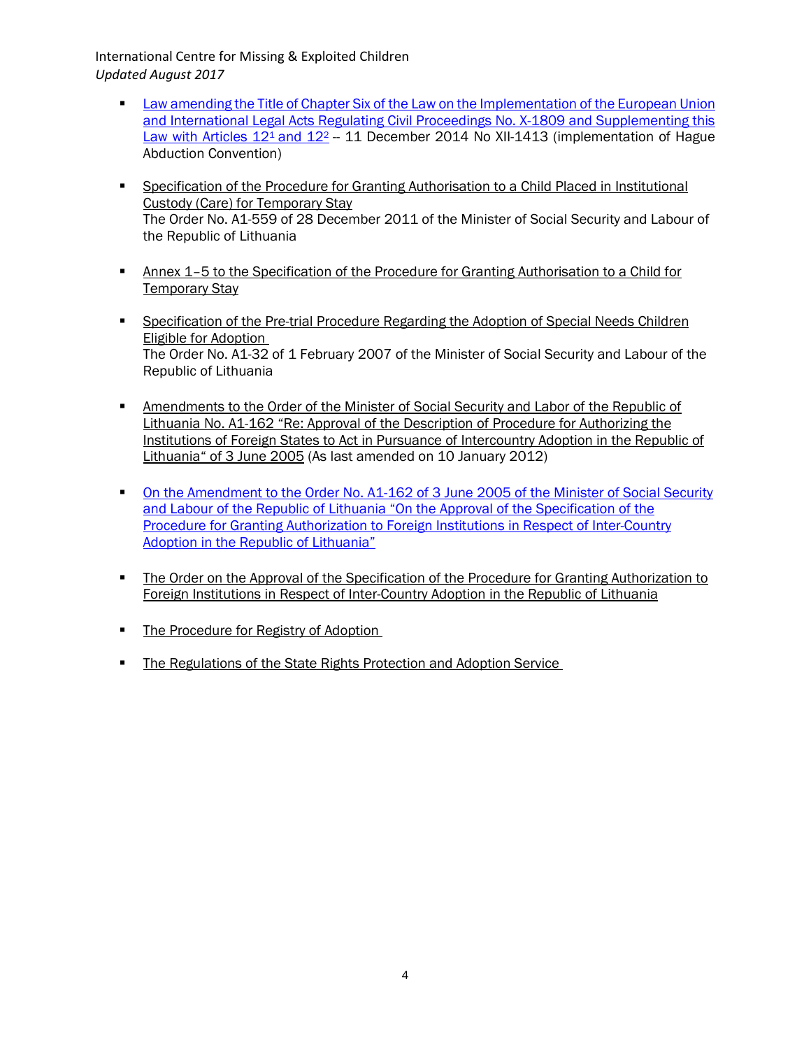- Law amending the Title of Chapter Six of the Law on the Implementation of the European Union and International Legal Acts Regulating Civil Proceedings No. X-1809 and Supplementing this Law with Articles 12[1] and 12[2] -- 11 December 2014 No XII-1413 (implementation of Hague Abduction Convention)

- Specification of the Procedure for Granting Authorisation to a Child Placed in Institutional Custody (Care) for Temporary Stay
The Order No. A1-559 of 28 December 2011 of the Minister of Social Security and Labour of the Republic of Lithuania

- Annex 1–5 to the Specification of the Procedure for Granting Authorisation to a Child for Temporary Stay

- Specification of the Pre-trial Procedure Regarding the Adoption of Special Needs Children Eligible for Adoption
The Order No. A1-32 of 1 February 2007 of the Minister of Social Security and Labour of the Republic of Lithuania

- Amendments to the Order of the Minister of Social Security and Labor of the Republic of Lithuania No. A1-162 "Re: Approval of the Description of Procedure for Authorizing the Institutions of Foreign States to Act in Pursuance of Intercountry Adoption in the Republic of Lithuania" of 3 June 2005 (As last amended on 10 January 2012)

- On the Amendment to the Order No. A1-162 of 3 June 2005 of the Minister of Social Security and Labour of the Republic of Lithuania "On the Approval of the Specification of the Procedure for Granting Authorization to Foreign Institutions in Respect of Inter-Country Adoption in the Republic of Lithuania"

- The Order on the Approval of the Specification of the Procedure for Granting Authorization to Foreign Institutions in Respect of Inter-Country Adoption in the Republic of Lithuania

- The Procedure for Registry of Adoption

- The Regulations of the State Rights Protection and Adoption Service